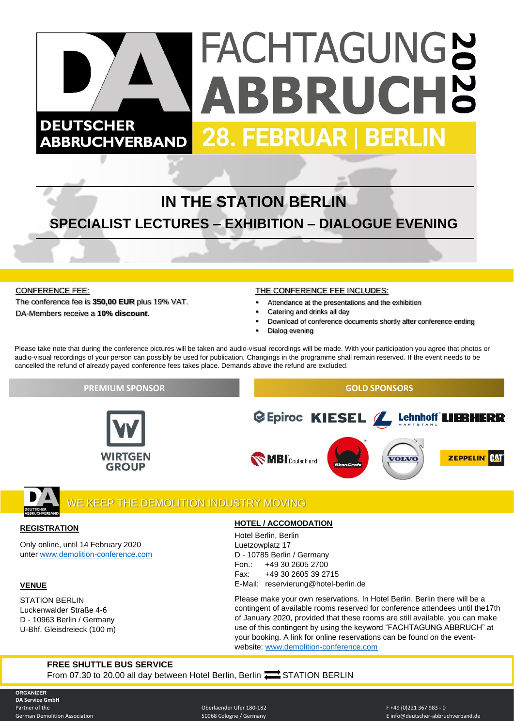# DEUTSCHER ABBRUCHVERBAND

# FACHTAGUNG ABBRUCH 2020

## 28. FEBRUAR | BERLIN

## IN THE STATION BERLIN

## SPECIALIST LECTURES – EXHIBITION – DIALOGUE EVENING

CONFERENCE FEE:

The conference fee is **350,00 EUR** plus 19% VAT.

DA-Members receive a **10% discount**.

THE CONFERENCE FEE INCLUDES:

- Attendance at the presentations and the exhibition
- Catering and drinks all day
- Download of conference documents shortly after conference ending
- Dialog evening

Please take note that during the conference pictures will be taken and audio-visual recordings will be made. With your participation you agree that photos or audio-visual recordings of your person can possibly be used for publication. Changings in the programme shall remain reserved. If the event needs to be cancelled the refund of already payed conference fees takes place. Demands above the refund are excluded.

**PREMIUM SPONSOR**

WIRTGEN GROUP

**GOLD SPONSORS**

Epiroc, KIESEL, Lehnhoff Hartstahl, LIEBHERR, MBI Deutschland, SkanCraft, VOLVO, ZEPPELIN CAT

## WE KEEP THE DEMOLITION INDUSTRY MOVING

**REGISTRATION**

Only online, until 14 February 2020
unter www.demolition-conference.com

**VENUE**

STATION BERLIN
Luckenwalder Straße 4-6
D - 10963 Berlin / Germany
U-Bhf. Gleisdreieck (100 m)

**HOTEL / ACCOMODATION**

Hotel Berlin, Berlin
Luetzowplatz 17
D - 10785 Berlin / Germany
Fon.: +49 30 2605 2700
Fax: +49 30 2605 39 2715
E-Mail: reservierung@hotel-berlin.de

Please make your own reservations. In Hotel Berlin, Berlin there will be a contingent of available rooms reserved for conference attendees until the17th of January 2020, provided that these rooms are still available, you can make use of this contingent by using the keyword "FACHTAGUNG ABBRUCH" at your booking. A link for online reservations can be found on the event-website: www.demolition-conference.com

**FREE SHUTTLE BUS SERVICE**

From 07.30 to 20.00 all day between Hotel Berlin, Berlin ⇄ STATION BERLIN

**ORGANIZER**
**DA Service GmbH**
Partner of the
German Demolition Association

Oberlaender Ufer 180-182
50968 Cologne / Germany

F +49 (0)221 367 983 - 0
E info@deutscher-abbruchverband.de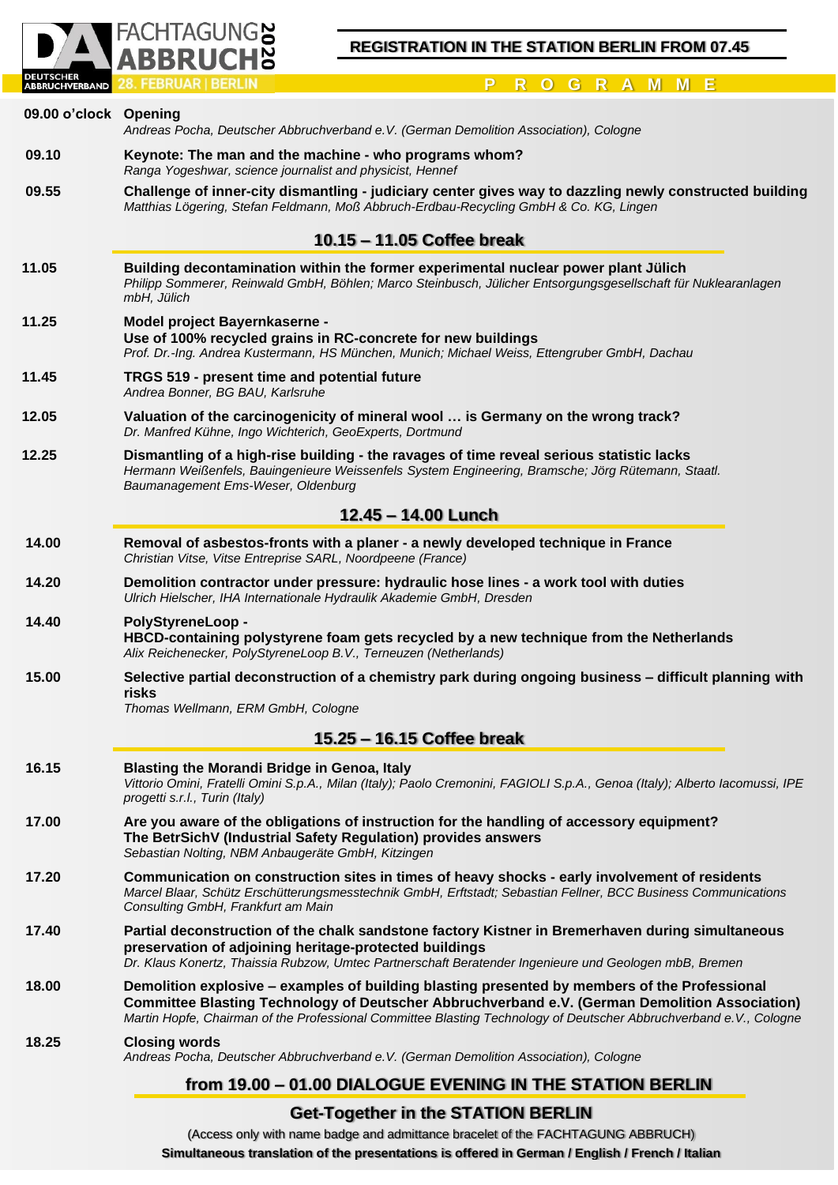DA DEUTSCHER ABBRUCHVERBAND

# FACHTAGUNG ABBRUCH 2020

28. FEBRUAR | BERLIN

**REGISTRATION IN THE STATION BERLIN FROM 07.45**

## P R O G R A M M E

**09.00 o'clock** **Opening**
*Andreas Pocha, Deutscher Abbruchverband e.V. (German Demolition Association), Cologne*

**09.10** **Keynote: The man and the machine - who programs whom?**
*Ranga Yogeshwar, science journalist and physicist, Hennef*

**09.55** **Challenge of inner-city dismantling - judiciary center gives way to dazzling newly constructed building**
*Matthias Lögering, Stefan Feldmann, Moß Abbruch-Erdbau-Recycling GmbH & Co. KG, Lingen*

### 10.15 – 11.05 Coffee break

**11.05** **Building decontamination within the former experimental nuclear power plant Jülich**
*Philipp Sommerer, Reinwald GmbH, Böhlen; Marco Steinbusch, Jülicher Entsorgungsgesellschaft für Nuklearanlagen mbH, Jülich*

**11.25** **Model project Bayernkaserne -**
**Use of 100% recycled grains in RC-concrete for new buildings**
*Prof. Dr.-Ing. Andrea Kustermann, HS München, Munich; Michael Weiss, Ettengruber GmbH, Dachau*

**11.45** **TRGS 519 - present time and potential future**
*Andrea Bonner, BG BAU, Karlsruhe*

**12.05** **Valuation of the carcinogenicity of mineral wool … is Germany on the wrong track?**
*Dr. Manfred Kühne, Ingo Wichterich, GeoExperts, Dortmund*

**12.25** **Dismantling of a high-rise building - the ravages of time reveal serious statistic lacks**
*Hermann Weißenfels, Bauingenieure Weissenfels System Engineering, Bramsche; Jörg Rütemann, Staatl. Baumanagement Ems-Weser, Oldenburg*

### 12.45 – 14.00 Lunch

**14.00** **Removal of asbestos-fronts with a planer - a newly developed technique in France**
*Christian Vitse, Vitse Entreprise SARL, Noordpeene (France)*

**14.20** **Demolition contractor under pressure: hydraulic hose lines - a work tool with duties**
*Ulrich Hielscher, IHA Internationale Hydraulik Akademie GmbH, Dresden*

**14.40** **PolyStyreneLoop -**
**HBCD-containing polystyrene foam gets recycled by a new technique from the Netherlands**
*Alix Reichenecker, PolyStyreneLoop B.V., Terneuzen (Netherlands)*

**15.00** **Selective partial deconstruction of a chemistry park during ongoing business – difficult planning with risks**
*Thomas Wellmann, ERM GmbH, Cologne*

### 15.25 – 16.15 Coffee break

**16.15** **Blasting the Morandi Bridge in Genoa, Italy**
*Vittorio Omini, Fratelli Omini S.p.A., Milan (Italy); Paolo Cremonini, FAGIOLI S.p.A., Genoa (Italy); Alberto Iacomussi, IPE progetti s.r.l., Turin (Italy)*

**17.00** **Are you aware of the obligations of instruction for the handling of accessory equipment?**
**The BetrSichV (Industrial Safety Regulation) provides answers**
*Sebastian Nolting, NBM Anbaugeräte GmbH, Kitzingen*

**17.20** **Communication on construction sites in times of heavy shocks - early involvement of residents**
*Marcel Blaar, Schütz Erschütterungsmesstechnik GmbH, Erftstadt; Sebastian Fellner, BCC Business Communications Consulting GmbH, Frankfurt am Main*

**17.40** **Partial deconstruction of the chalk sandstone factory Kistner in Bremerhaven during simultaneous preservation of adjoining heritage-protected buildings**
*Dr. Klaus Konertz, Thaissia Rubzow, Umtec Partnerschaft Beratender Ingenieure und Geologen mbB, Bremen*

**18.00** **Demolition explosive – examples of building blasting presented by members of the Professional Committee Blasting Technology of Deutscher Abbruchverband e.V. (German Demolition Association)**
*Martin Hopfe, Chairman of the Professional Committee Blasting Technology of Deutscher Abbruchverband e.V., Cologne*

**18.25** **Closing words**
*Andreas Pocha, Deutscher Abbruchverband e.V. (German Demolition Association), Cologne*

### from 19.00 – 01.00 DIALOGUE EVENING IN THE STATION BERLIN

### Get-Together in the STATION BERLIN

(Access only with name badge and admittance bracelet of the FACHTAGUNG ABBRUCH)

**Simultaneous translation of the presentations is offered in German / English / French / Italian**